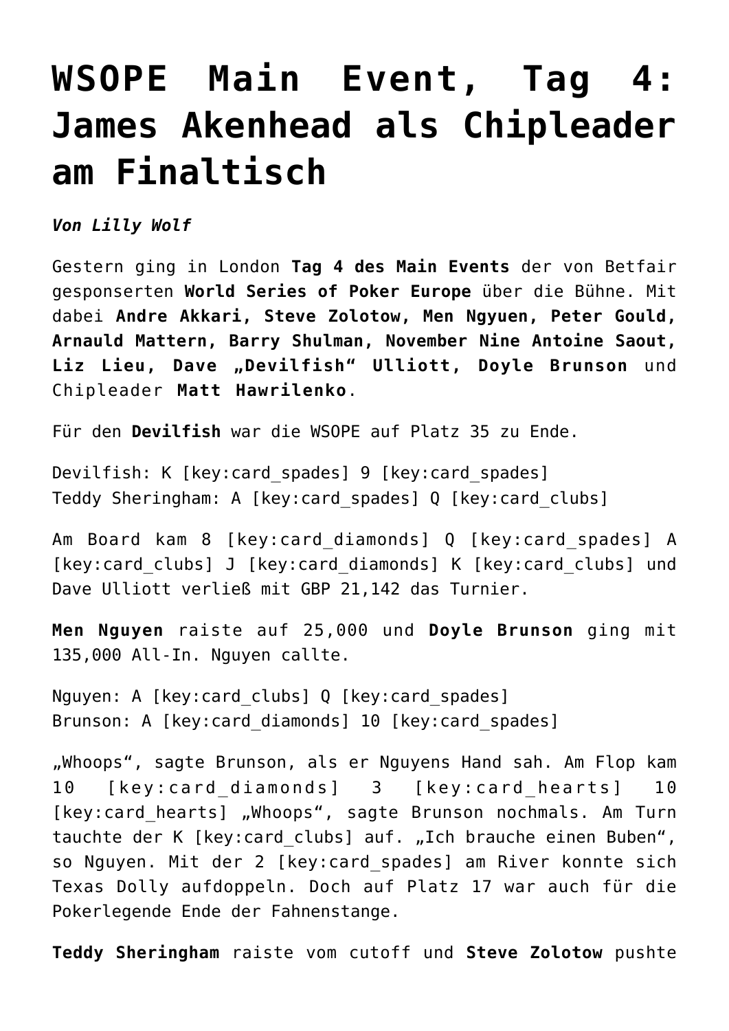# WSOPE Main Event, Tag 4: James Akenhead als Chipleader am Finaltisch

***Von Lilly Wolf***

Gestern ging in London **Tag 4 des Main Events** der von Betfair gesponserten **World Series of Poker Europe** über die Bühne. Mit dabei **Andre Akkari, Steve Zolotow, Men Ngyuen, Peter Gould, Arnauld Mattern, Barry Shulman, November Nine Antoine Saout, Liz Lieu, Dave „Devilfish" Ulliott, Doyle Brunson** und Chipleader **Matt Hawrilenko**.

Für den **Devilfish** war die WSOPE auf Platz 35 zu Ende.

Devilfish: K [key:card_spades] 9 [key:card_spades]
Teddy Sheringham: A [key:card_spades] Q [key:card_clubs]

Am Board kam 8 [key:card_diamonds] Q [key:card_spades] A [key:card_clubs] J [key:card_diamonds] K [key:card_clubs] und Dave Ulliott verließ mit GBP 21,142 das Turnier.

**Men Nguyen** raiste auf 25,000 und **Doyle Brunson** ging mit 135,000 All-In. Nguyen callte.

Nguyen: A [key:card_clubs] Q [key:card_spades]
Brunson: A [key:card_diamonds] 10 [key:card_spades]

„Whoops", sagte Brunson, als er Nguyens Hand sah. Am Flop kam 10 [key:card_diamonds] 3 [key:card_hearts] 10 [key:card_hearts] „Whoops", sagte Brunson nochmals. Am Turn tauchte der K [key:card_clubs] auf. „Ich brauche einen Buben", so Nguyen. Mit der 2 [key:card_spades] am River konnte sich Texas Dolly aufdoppeln. Doch auf Platz 17 war auch für die Pokerlegende Ende der Fahnenstange.

**Teddy Sheringham** raiste vom cutoff und **Steve Zolotow** pushte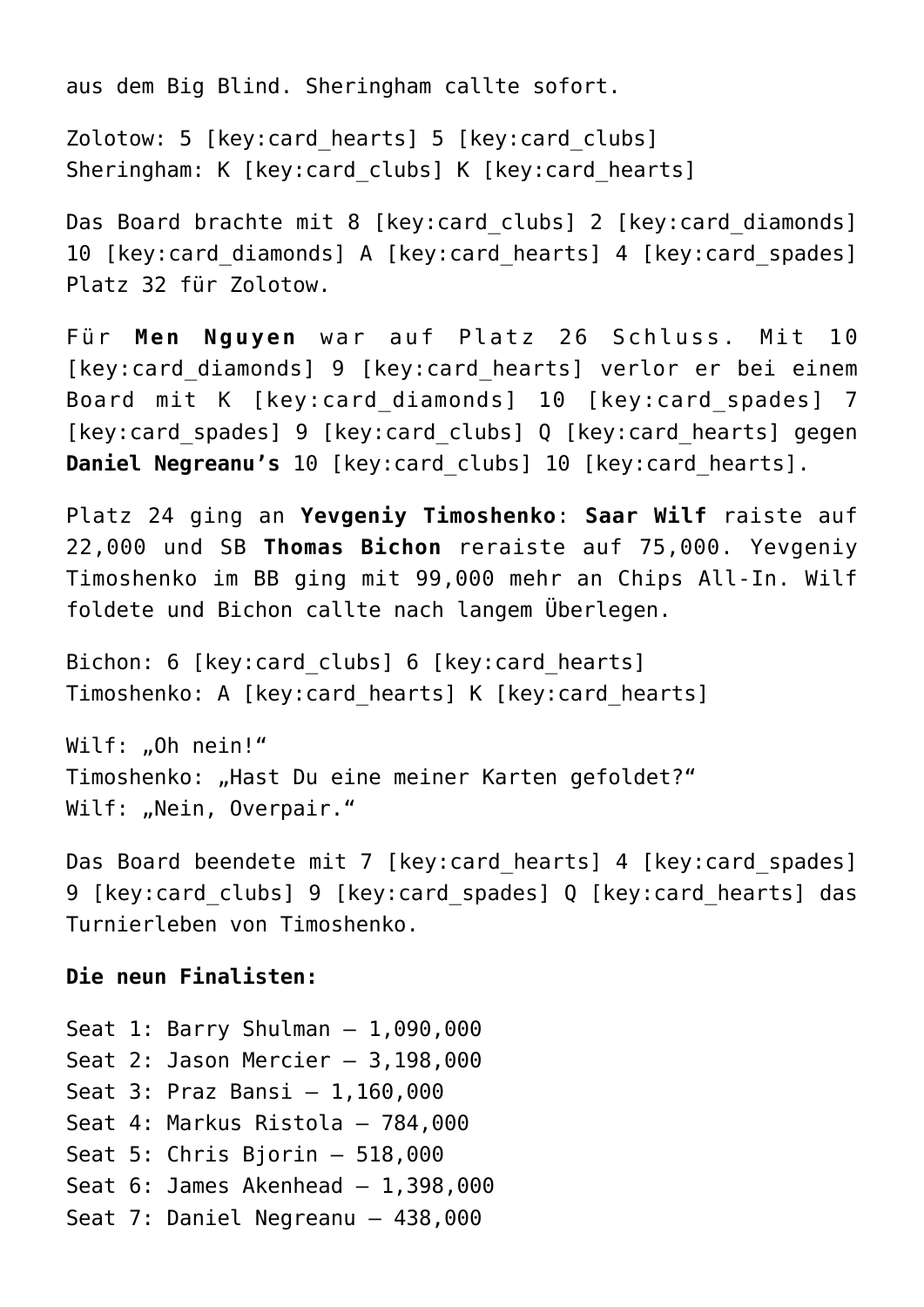aus dem Big Blind. Sheringham callte sofort.

Zolotow: 5 [key:card_hearts] 5 [key:card_clubs]
Sheringham: K [key:card_clubs] K [key:card_hearts]

Das Board brachte mit 8 [key:card_clubs] 2 [key:card_diamonds] 10 [key:card_diamonds] A [key:card_hearts] 4 [key:card_spades] Platz 32 für Zolotow.

Für **Men Nguyen** war auf Platz 26 Schluss. Mit 10 [key:card_diamonds] 9 [key:card_hearts] verlor er bei einem Board mit K [key:card_diamonds] 10 [key:card_spades] 7 [key:card_spades] 9 [key:card_clubs] Q [key:card_hearts] gegen **Daniel Negreanu's** 10 [key:card_clubs] 10 [key:card_hearts].

Platz 24 ging an **Yevgeniy Timoshenko**: **Saar Wilf** raiste auf 22,000 und SB **Thomas Bichon** reraiste auf 75,000. Yevgeniy Timoshenko im BB ging mit 99,000 mehr an Chips All-In. Wilf foldete und Bichon callte nach langem Überlegen.

Bichon: 6 [key:card_clubs] 6 [key:card_hearts]
Timoshenko: A [key:card_hearts] K [key:card_hearts]

Wilf: „Oh nein!"
Timoshenko: „Hast Du eine meiner Karten gefoldet?"
Wilf: „Nein, Overpair."

Das Board beendete mit 7 [key:card_hearts] 4 [key:card_spades] 9 [key:card_clubs] 9 [key:card_spades] Q [key:card_hearts] das Turnierleben von Timoshenko.

**Die neun Finalisten:**

Seat 1: Barry Shulman – 1,090,000
Seat 2: Jason Mercier – 3,198,000
Seat 3: Praz Bansi – 1,160,000
Seat 4: Markus Ristola – 784,000
Seat 5: Chris Bjorin – 518,000
Seat 6: James Akenhead – 1,398,000
Seat 7: Daniel Negreanu – 438,000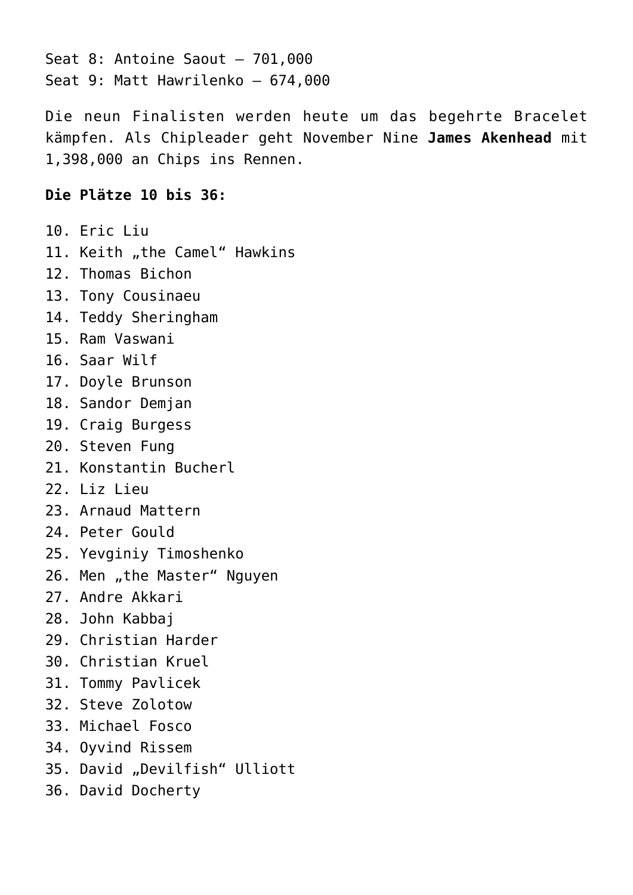Seat 8: Antoine Saout – 701,000
Seat 9: Matt Hawrilenko – 674,000

Die neun Finalisten werden heute um das begehrte Bracelet kämpfen. Als Chipleader geht November Nine **James Akenhead** mit 1,398,000 an Chips ins Rennen.

**Die Plätze 10 bis 36:**

10. Eric Liu
11. Keith „the Camel“ Hawkins
12. Thomas Bichon
13. Tony Cousinaeu
14. Teddy Sheringham
15. Ram Vaswani
16. Saar Wilf
17. Doyle Brunson
18. Sandor Demjan
19. Craig Burgess
20. Steven Fung
21. Konstantin Bucherl
22. Liz Lieu
23. Arnaud Mattern
24. Peter Gould
25. Yevginiy Timoshenko
26. Men „the Master“ Nguyen
27. Andre Akkari
28. John Kabbaj
29. Christian Harder
30. Christian Kruel
31. Tommy Pavlicek
32. Steve Zolotow
33. Michael Fosco
34. Oyvind Rissem
35. David „Devilfish“ Ulliott
36. David Docherty